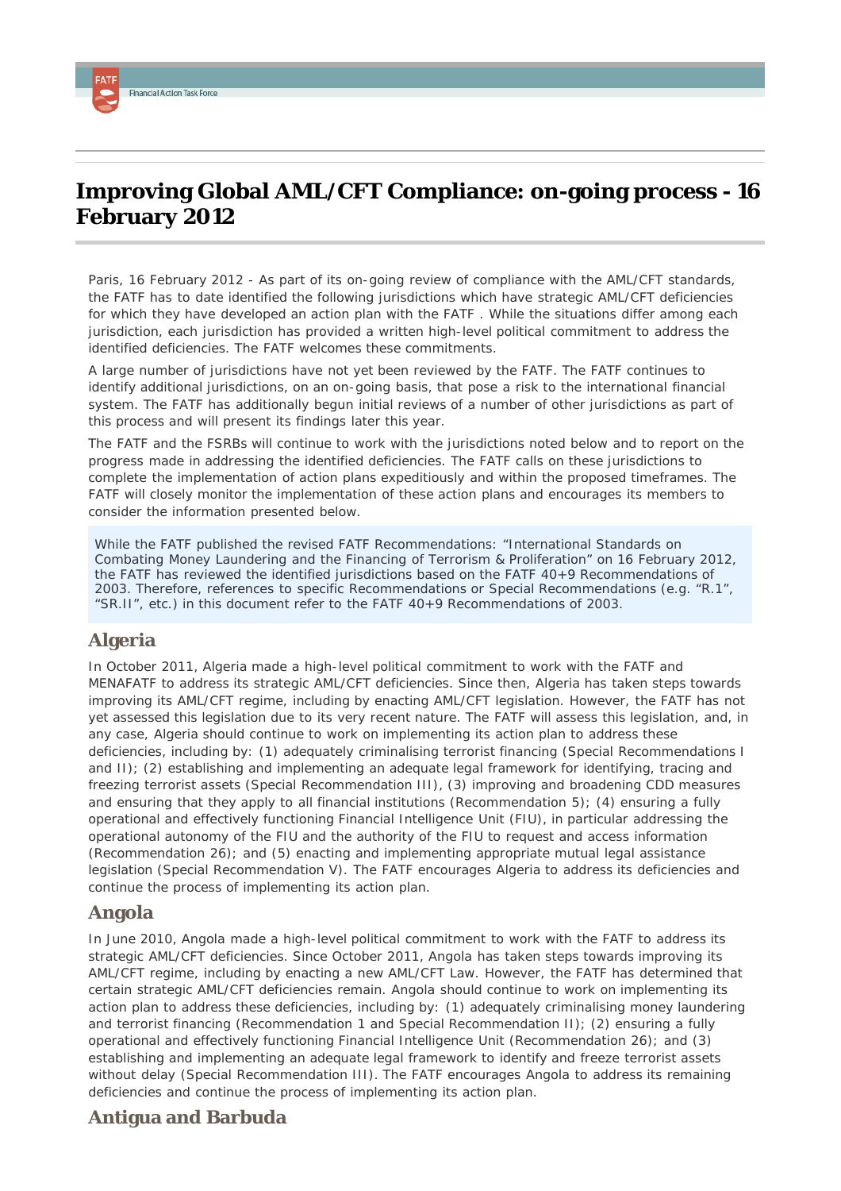# Improving Global AML/CFT Compliance: on-going process - 16 February 2012

Paris, 16 February 2012 - As part of its on-going review of compliance with the AML/CFT standards, the FATF has to date identified the following jurisdictions which have strategic AML/CFT deficiencies for which they have developed an action plan with the FATF . While the situations differ among each jurisdiction, each jurisdiction has provided a written high-level political commitment to address the identified deficiencies. The FATF welcomes these commitments.

A large number of jurisdictions have not yet been reviewed by the FATF. The FATF continues to identify additional jurisdictions, on an on-going basis, that pose a risk to the international financial system. The FATF has additionally begun initial reviews of a number of other jurisdictions as part of this process and will present its findings later this year.

The FATF and the FSRBs will continue to work with the jurisdictions noted below and to report on the progress made in addressing the identified deficiencies. The FATF calls on these jurisdictions to complete the implementation of action plans expeditiously and within the proposed timeframes. The FATF will closely monitor the implementation of these action plans and encourages its members to consider the information presented below.

While the FATF published the revised FATF Recommendations: "International Standards on Combating Money Laundering and the Financing of Terrorism & Proliferation" on 16 February 2012, the FATF has reviewed the identified jurisdictions based on the FATF 40+9 Recommendations of 2003. Therefore, references to specific Recommendations or Special Recommendations (e.g. "R.1", "SR.II", etc.) in this document refer to the FATF 40+9 Recommendations of 2003.

## Algeria

In October 2011, Algeria made a high-level political commitment to work with the FATF and MENAFATF to address its strategic AML/CFT deficiencies. Since then, Algeria has taken steps towards improving its AML/CFT regime, including by enacting AML/CFT legislation. However, the FATF has not yet assessed this legislation due to its very recent nature. The FATF will assess this legislation, and, in any case, Algeria should continue to work on implementing its action plan to address these deficiencies, including by: (1) adequately criminalising terrorist financing (Special Recommendations I and II); (2) establishing and implementing an adequate legal framework for identifying, tracing and freezing terrorist assets (Special Recommendation III), (3) improving and broadening CDD measures and ensuring that they apply to all financial institutions (Recommendation 5); (4) ensuring a fully operational and effectively functioning Financial Intelligence Unit (FIU), in particular addressing the operational autonomy of the FIU and the authority of the FIU to request and access information (Recommendation 26); and (5) enacting and implementing appropriate mutual legal assistance legislation (Special Recommendation V). The FATF encourages Algeria to address its deficiencies and continue the process of implementing its action plan.

## Angola

In June 2010, Angola made a high-level political commitment to work with the FATF to address its strategic AML/CFT deficiencies. Since October 2011, Angola has taken steps towards improving its AML/CFT regime, including by enacting a new AML/CFT Law. However, the FATF has determined that certain strategic AML/CFT deficiencies remain. Angola should continue to work on implementing its action plan to address these deficiencies, including by: (1) adequately criminalising money laundering and terrorist financing (Recommendation 1 and Special Recommendation II); (2) ensuring a fully operational and effectively functioning Financial Intelligence Unit (Recommendation 26); and (3) establishing and implementing an adequate legal framework to identify and freeze terrorist assets without delay (Special Recommendation III). The FATF encourages Angola to address its remaining deficiencies and continue the process of implementing its action plan.

## Antigua and Barbuda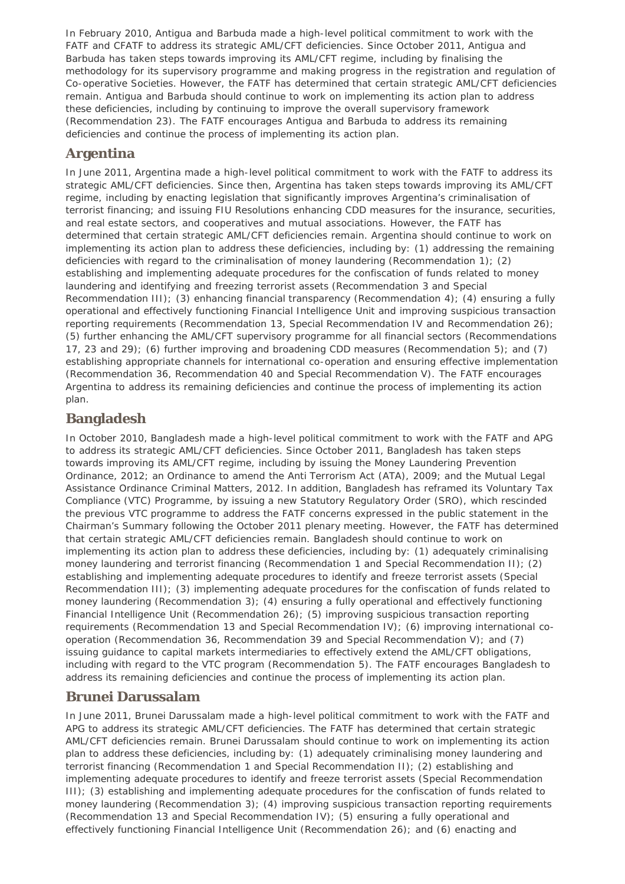In February 2010, Antigua and Barbuda made a high-level political commitment to work with the FATF and CFATF to address its strategic AML/CFT deficiencies. Since October 2011, Antigua and Barbuda has taken steps towards improving its AML/CFT regime, including by finalising the methodology for its supervisory programme and making progress in the registration and regulation of Co-operative Societies. However, the FATF has determined that certain strategic AML/CFT deficiencies remain. Antigua and Barbuda should continue to work on implementing its action plan to address these deficiencies, including by continuing to improve the overall supervisory framework (Recommendation 23). The FATF encourages Antigua and Barbuda to address its remaining deficiencies and continue the process of implementing its action plan.

## Argentina

In June 2011, Argentina made a high-level political commitment to work with the FATF to address its strategic AML/CFT deficiencies. Since then, Argentina has taken steps towards improving its AML/CFT regime, including by enacting legislation that significantly improves Argentina's criminalisation of terrorist financing; and issuing FIU Resolutions enhancing CDD measures for the insurance, securities, and real estate sectors, and cooperatives and mutual associations. However, the FATF has determined that certain strategic AML/CFT deficiencies remain. Argentina should continue to work on implementing its action plan to address these deficiencies, including by: (1) addressing the remaining deficiencies with regard to the criminalisation of money laundering (Recommendation 1); (2) establishing and implementing adequate procedures for the confiscation of funds related to money laundering and identifying and freezing terrorist assets (Recommendation 3 and Special Recommendation III); (3) enhancing financial transparency (Recommendation 4); (4) ensuring a fully operational and effectively functioning Financial Intelligence Unit and improving suspicious transaction reporting requirements (Recommendation 13, Special Recommendation IV and Recommendation 26); (5) further enhancing the AML/CFT supervisory programme for all financial sectors (Recommendations 17, 23 and 29); (6) further improving and broadening CDD measures (Recommendation 5); and (7) establishing appropriate channels for international co-operation and ensuring effective implementation (Recommendation 36, Recommendation 40 and Special Recommendation V). The FATF encourages Argentina to address its remaining deficiencies and continue the process of implementing its action plan.

## Bangladesh

In October 2010, Bangladesh made a high-level political commitment to work with the FATF and APG to address its strategic AML/CFT deficiencies. Since October 2011, Bangladesh has taken steps towards improving its AML/CFT regime, including by issuing the Money Laundering Prevention Ordinance, 2012; an Ordinance to amend the Anti Terrorism Act (ATA), 2009; and the Mutual Legal Assistance Ordinance Criminal Matters, 2012. In addition, Bangladesh has reframed its Voluntary Tax Compliance (VTC) Programme, by issuing a new Statutory Regulatory Order (SRO), which rescinded the previous VTC programme to address the FATF concerns expressed in the public statement in the Chairman's Summary following the October 2011 plenary meeting. However, the FATF has determined that certain strategic AML/CFT deficiencies remain. Bangladesh should continue to work on implementing its action plan to address these deficiencies, including by: (1) adequately criminalising money laundering and terrorist financing (Recommendation 1 and Special Recommendation II); (2) establishing and implementing adequate procedures to identify and freeze terrorist assets (Special Recommendation III); (3) implementing adequate procedures for the confiscation of funds related to money laundering (Recommendation 3); (4) ensuring a fully operational and effectively functioning Financial Intelligence Unit (Recommendation 26); (5) improving suspicious transaction reporting requirements (Recommendation 13 and Special Recommendation IV); (6) improving international co-operation (Recommendation 36, Recommendation 39 and Special Recommendation V); and (7) issuing guidance to capital markets intermediaries to effectively extend the AML/CFT obligations, including with regard to the VTC program (Recommendation 5). The FATF encourages Bangladesh to address its remaining deficiencies and continue the process of implementing its action plan.

## Brunei Darussalam

In June 2011, Brunei Darussalam made a high-level political commitment to work with the FATF and APG to address its strategic AML/CFT deficiencies. The FATF has determined that certain strategic AML/CFT deficiencies remain. Brunei Darussalam should continue to work on implementing its action plan to address these deficiencies, including by: (1) adequately criminalising money laundering and terrorist financing (Recommendation 1 and Special Recommendation II); (2) establishing and implementing adequate procedures to identify and freeze terrorist assets (Special Recommendation III); (3) establishing and implementing adequate procedures for the confiscation of funds related to money laundering (Recommendation 3); (4) improving suspicious transaction reporting requirements (Recommendation 13 and Special Recommendation IV); (5) ensuring a fully operational and effectively functioning Financial Intelligence Unit (Recommendation 26); and (6) enacting and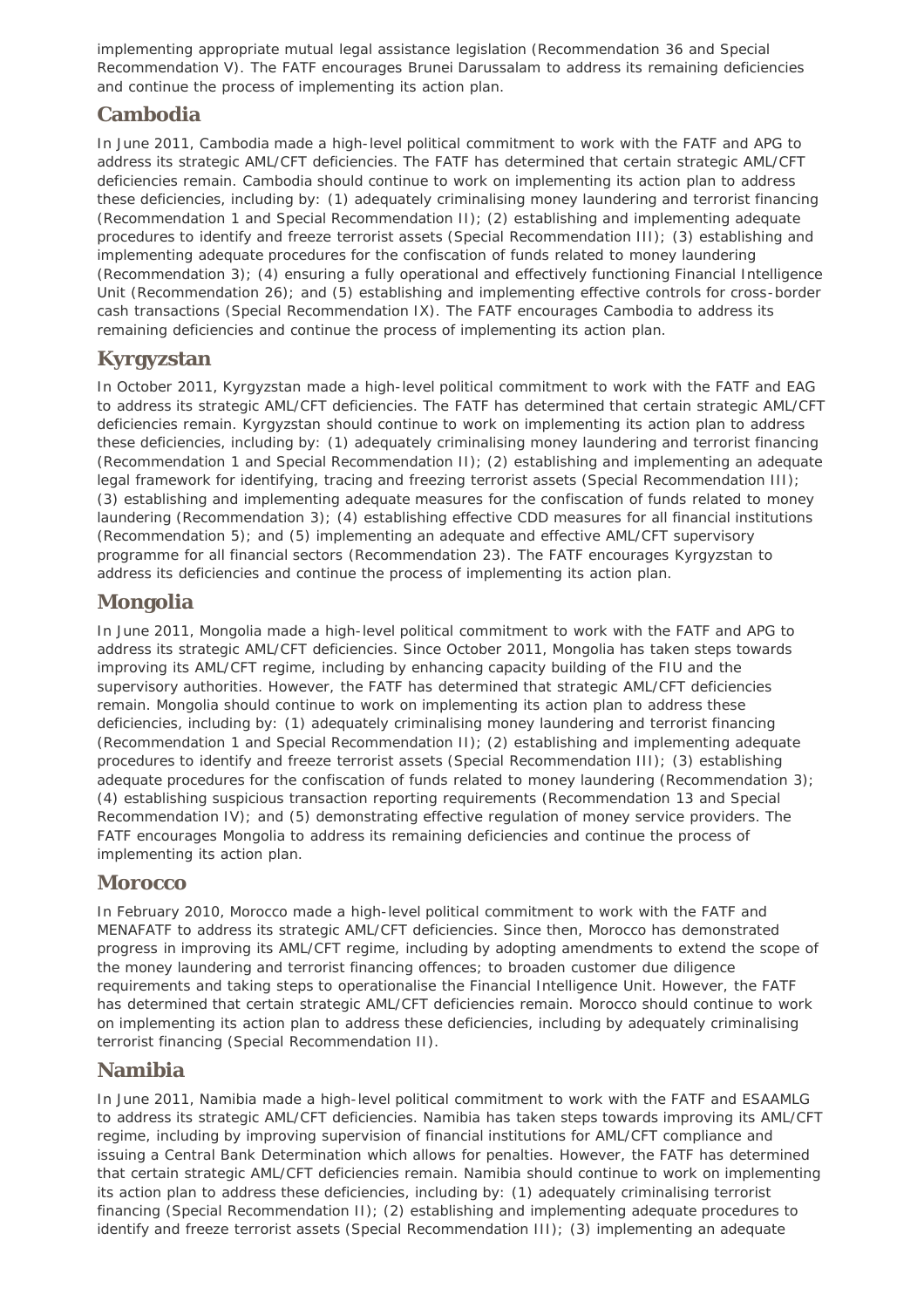implementing appropriate mutual legal assistance legislation (Recommendation 36 and Special Recommendation V). The FATF encourages Brunei Darussalam to address its remaining deficiencies and continue the process of implementing its action plan.

## Cambodia

In June 2011, Cambodia made a high-level political commitment to work with the FATF and APG to address its strategic AML/CFT deficiencies. The FATF has determined that certain strategic AML/CFT deficiencies remain. Cambodia should continue to work on implementing its action plan to address these deficiencies, including by: (1) adequately criminalising money laundering and terrorist financing (Recommendation 1 and Special Recommendation II); (2) establishing and implementing adequate procedures to identify and freeze terrorist assets (Special Recommendation III); (3) establishing and implementing adequate procedures for the confiscation of funds related to money laundering (Recommendation 3); (4) ensuring a fully operational and effectively functioning Financial Intelligence Unit (Recommendation 26); and (5) establishing and implementing effective controls for cross-border cash transactions (Special Recommendation IX). The FATF encourages Cambodia to address its remaining deficiencies and continue the process of implementing its action plan.

## Kyrgyzstan

In October 2011, Kyrgyzstan made a high-level political commitment to work with the FATF and EAG to address its strategic AML/CFT deficiencies. The FATF has determined that certain strategic AML/CFT deficiencies remain. Kyrgyzstan should continue to work on implementing its action plan to address these deficiencies, including by: (1) adequately criminalising money laundering and terrorist financing (Recommendation 1 and Special Recommendation II); (2) establishing and implementing an adequate legal framework for identifying, tracing and freezing terrorist assets (Special Recommendation III); (3) establishing and implementing adequate measures for the confiscation of funds related to money laundering (Recommendation 3); (4) establishing effective CDD measures for all financial institutions (Recommendation 5); and (5) implementing an adequate and effective AML/CFT supervisory programme for all financial sectors (Recommendation 23). The FATF encourages Kyrgyzstan to address its deficiencies and continue the process of implementing its action plan.

## Mongolia

In June 2011, Mongolia made a high-level political commitment to work with the FATF and APG to address its strategic AML/CFT deficiencies. Since October 2011, Mongolia has taken steps towards improving its AML/CFT regime, including by enhancing capacity building of the FIU and the supervisory authorities. However, the FATF has determined that strategic AML/CFT deficiencies remain. Mongolia should continue to work on implementing its action plan to address these deficiencies, including by: (1) adequately criminalising money laundering and terrorist financing (Recommendation 1 and Special Recommendation II); (2) establishing and implementing adequate procedures to identify and freeze terrorist assets (Special Recommendation III); (3) establishing adequate procedures for the confiscation of funds related to money laundering (Recommendation 3); (4) establishing suspicious transaction reporting requirements (Recommendation 13 and Special Recommendation IV); and (5) demonstrating effective regulation of money service providers. The FATF encourages Mongolia to address its remaining deficiencies and continue the process of implementing its action plan.

## Morocco

In February 2010, Morocco made a high-level political commitment to work with the FATF and MENAFATF to address its strategic AML/CFT deficiencies. Since then, Morocco has demonstrated progress in improving its AML/CFT regime, including by adopting amendments to extend the scope of the money laundering and terrorist financing offences; to broaden customer due diligence requirements and taking steps to operationalise the Financial Intelligence Unit. However, the FATF has determined that certain strategic AML/CFT deficiencies remain. Morocco should continue to work on implementing its action plan to address these deficiencies, including by adequately criminalising terrorist financing (Special Recommendation II).

## Namibia

In June 2011, Namibia made a high-level political commitment to work with the FATF and ESAAMLG to address its strategic AML/CFT deficiencies. Namibia has taken steps towards improving its AML/CFT regime, including by improving supervision of financial institutions for AML/CFT compliance and issuing a Central Bank Determination which allows for penalties. However, the FATF has determined that certain strategic AML/CFT deficiencies remain. Namibia should continue to work on implementing its action plan to address these deficiencies, including by: (1) adequately criminalising terrorist financing (Special Recommendation II); (2) establishing and implementing adequate procedures to identify and freeze terrorist assets (Special Recommendation III); (3) implementing an adequate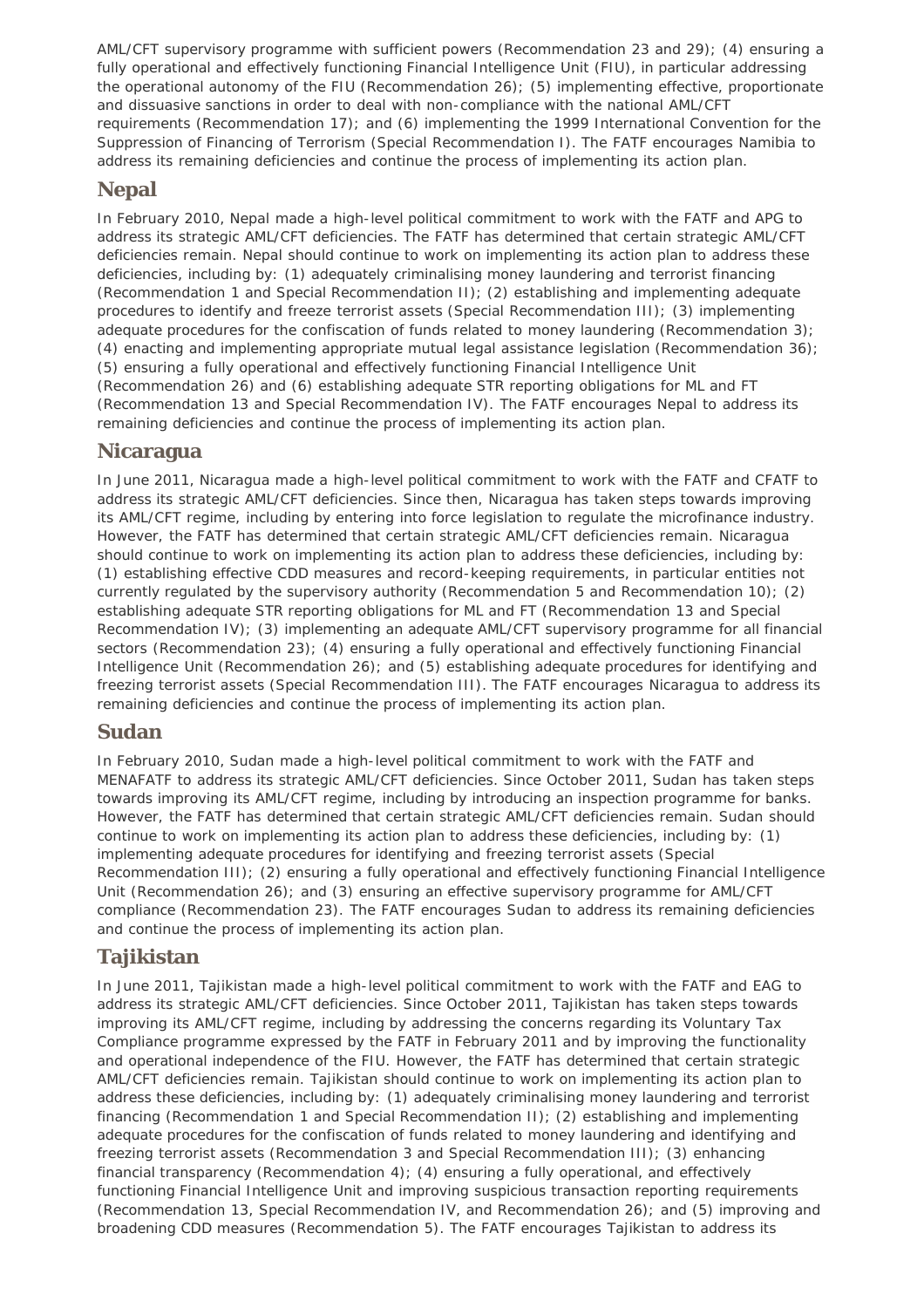AML/CFT supervisory programme with sufficient powers (Recommendation 23 and 29); (4) ensuring a fully operational and effectively functioning Financial Intelligence Unit (FIU), in particular addressing the operational autonomy of the FIU (Recommendation 26); (5) implementing effective, proportionate and dissuasive sanctions in order to deal with non-compliance with the national AML/CFT requirements (Recommendation 17); and (6) implementing the 1999 International Convention for the Suppression of Financing of Terrorism (Special Recommendation I). The FATF encourages Namibia to address its remaining deficiencies and continue the process of implementing its action plan.

## Nepal

In February 2010, Nepal made a high-level political commitment to work with the FATF and APG to address its strategic AML/CFT deficiencies. The FATF has determined that certain strategic AML/CFT deficiencies remain. Nepal should continue to work on implementing its action plan to address these deficiencies, including by: (1) adequately criminalising money laundering and terrorist financing (Recommendation 1 and Special Recommendation II); (2) establishing and implementing adequate procedures to identify and freeze terrorist assets (Special Recommendation III); (3) implementing adequate procedures for the confiscation of funds related to money laundering (Recommendation 3); (4) enacting and implementing appropriate mutual legal assistance legislation (Recommendation 36); (5) ensuring a fully operational and effectively functioning Financial Intelligence Unit (Recommendation 26) and (6) establishing adequate STR reporting obligations for ML and FT (Recommendation 13 and Special Recommendation IV). The FATF encourages Nepal to address its remaining deficiencies and continue the process of implementing its action plan.

## Nicaragua

In June 2011, Nicaragua made a high-level political commitment to work with the FATF and CFATF to address its strategic AML/CFT deficiencies. Since then, Nicaragua has taken steps towards improving its AML/CFT regime, including by entering into force legislation to regulate the microfinance industry. However, the FATF has determined that certain strategic AML/CFT deficiencies remain. Nicaragua should continue to work on implementing its action plan to address these deficiencies, including by: (1) establishing effective CDD measures and record-keeping requirements, in particular entities not currently regulated by the supervisory authority (Recommendation 5 and Recommendation 10); (2) establishing adequate STR reporting obligations for ML and FT (Recommendation 13 and Special Recommendation IV); (3) implementing an adequate AML/CFT supervisory programme for all financial sectors (Recommendation 23); (4) ensuring a fully operational and effectively functioning Financial Intelligence Unit (Recommendation 26); and (5) establishing adequate procedures for identifying and freezing terrorist assets (Special Recommendation III). The FATF encourages Nicaragua to address its remaining deficiencies and continue the process of implementing its action plan.

## Sudan

In February 2010, Sudan made a high-level political commitment to work with the FATF and MENAFATF to address its strategic AML/CFT deficiencies. Since October 2011, Sudan has taken steps towards improving its AML/CFT regime, including by introducing an inspection programme for banks. However, the FATF has determined that certain strategic AML/CFT deficiencies remain. Sudan should continue to work on implementing its action plan to address these deficiencies, including by: (1) implementing adequate procedures for identifying and freezing terrorist assets (Special Recommendation III); (2) ensuring a fully operational and effectively functioning Financial Intelligence Unit (Recommendation 26); and (3) ensuring an effective supervisory programme for AML/CFT compliance (Recommendation 23). The FATF encourages Sudan to address its remaining deficiencies and continue the process of implementing its action plan.

## Tajikistan

In June 2011, Tajikistan made a high-level political commitment to work with the FATF and EAG to address its strategic AML/CFT deficiencies. Since October 2011, Tajikistan has taken steps towards improving its AML/CFT regime, including by addressing the concerns regarding its Voluntary Tax Compliance programme expressed by the FATF in February 2011 and by improving the functionality and operational independence of the FIU. However, the FATF has determined that certain strategic AML/CFT deficiencies remain. Tajikistan should continue to work on implementing its action plan to address these deficiencies, including by: (1) adequately criminalising money laundering and terrorist financing (Recommendation 1 and Special Recommendation II); (2) establishing and implementing adequate procedures for the confiscation of funds related to money laundering and identifying and freezing terrorist assets (Recommendation 3 and Special Recommendation III); (3) enhancing financial transparency (Recommendation 4); (4) ensuring a fully operational, and effectively functioning Financial Intelligence Unit and improving suspicious transaction reporting requirements (Recommendation 13, Special Recommendation IV, and Recommendation 26); and (5) improving and broadening CDD measures (Recommendation 5). The FATF encourages Tajikistan to address its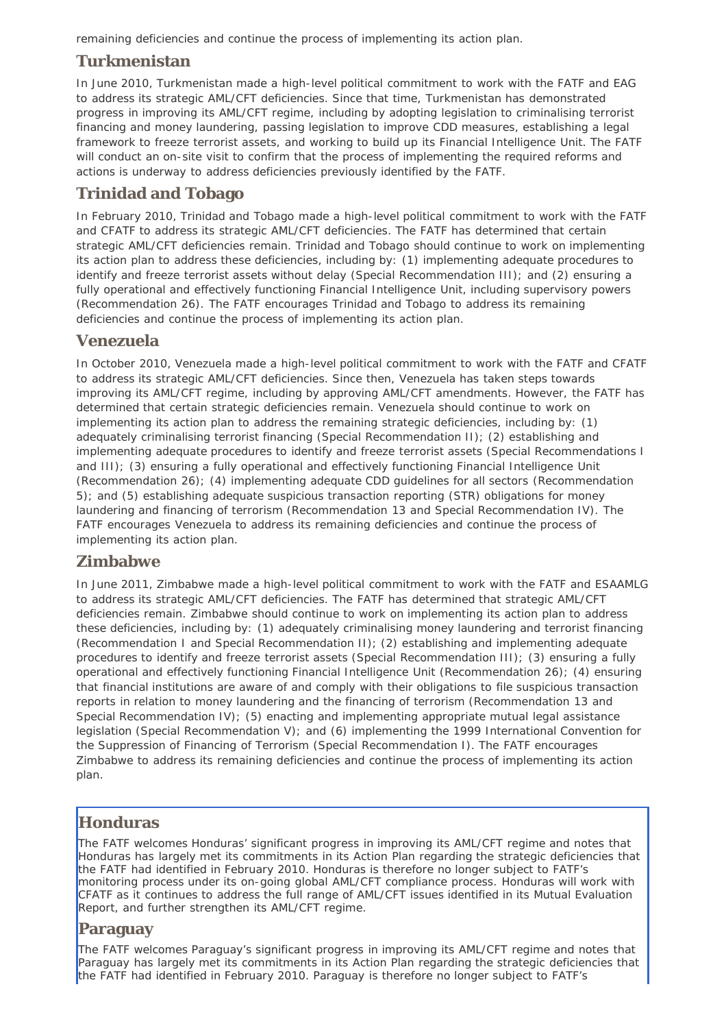remaining deficiencies and continue the process of implementing its action plan.

## Turkmenistan

In June 2010, Turkmenistan made a high-level political commitment to work with the FATF and EAG to address its strategic AML/CFT deficiencies. Since that time, Turkmenistan has demonstrated progress in improving its AML/CFT regime, including by adopting legislation to criminalising terrorist financing and money laundering, passing legislation to improve CDD measures, establishing a legal framework to freeze terrorist assets, and working to build up its Financial Intelligence Unit. The FATF will conduct an on-site visit to confirm that the process of implementing the required reforms and actions is underway to address deficiencies previously identified by the FATF.

## Trinidad and Tobago

In February 2010, Trinidad and Tobago made a high-level political commitment to work with the FATF and CFATF to address its strategic AML/CFT deficiencies. The FATF has determined that certain strategic AML/CFT deficiencies remain. Trinidad and Tobago should continue to work on implementing its action plan to address these deficiencies, including by: (1) implementing adequate procedures to identify and freeze terrorist assets without delay (Special Recommendation III); and (2) ensuring a fully operational and effectively functioning Financial Intelligence Unit, including supervisory powers (Recommendation 26). The FATF encourages Trinidad and Tobago to address its remaining deficiencies and continue the process of implementing its action plan.

## Venezuela

In October 2010, Venezuela made a high-level political commitment to work with the FATF and CFATF to address its strategic AML/CFT deficiencies. Since then, Venezuela has taken steps towards improving its AML/CFT regime, including by approving AML/CFT amendments. However, the FATF has determined that certain strategic deficiencies remain. Venezuela should continue to work on implementing its action plan to address the remaining strategic deficiencies, including by: (1) adequately criminalising terrorist financing (Special Recommendation II); (2) establishing and implementing adequate procedures to identify and freeze terrorist assets (Special Recommendations I and III); (3) ensuring a fully operational and effectively functioning Financial Intelligence Unit (Recommendation 26); (4) implementing adequate CDD guidelines for all sectors (Recommendation 5); and (5) establishing adequate suspicious transaction reporting (STR) obligations for money laundering and financing of terrorism (Recommendation 13 and Special Recommendation IV). The FATF encourages Venezuela to address its remaining deficiencies and continue the process of implementing its action plan.

## Zimbabwe

In June 2011, Zimbabwe made a high-level political commitment to work with the FATF and ESAAMLG to address its strategic AML/CFT deficiencies. The FATF has determined that strategic AML/CFT deficiencies remain. Zimbabwe should continue to work on implementing its action plan to address these deficiencies, including by: (1) adequately criminalising money laundering and terrorist financing (Recommendation I and Special Recommendation II); (2) establishing and implementing adequate procedures to identify and freeze terrorist assets (Special Recommendation III); (3) ensuring a fully operational and effectively functioning Financial Intelligence Unit (Recommendation 26); (4) ensuring that financial institutions are aware of and comply with their obligations to file suspicious transaction reports in relation to money laundering and the financing of terrorism (Recommendation 13 and Special Recommendation IV); (5) enacting and implementing appropriate mutual legal assistance legislation (Special Recommendation V); and (6) implementing the 1999 International Convention for the Suppression of Financing of Terrorism (Special Recommendation I). The FATF encourages Zimbabwe to address its remaining deficiencies and continue the process of implementing its action plan.

## Honduras

The FATF welcomes Honduras' significant progress in improving its AML/CFT regime and notes that Honduras has largely met its commitments in its Action Plan regarding the strategic deficiencies that the FATF had identified in February 2010. Honduras is therefore no longer subject to FATF's monitoring process under its on-going global AML/CFT compliance process. Honduras will work with CFATF as it continues to address the full range of AML/CFT issues identified in its Mutual Evaluation Report, and further strengthen its AML/CFT regime.

## Paraguay

The FATF welcomes Paraguay's significant progress in improving its AML/CFT regime and notes that Paraguay has largely met its commitments in its Action Plan regarding the strategic deficiencies that the FATF had identified in February 2010. Paraguay is therefore no longer subject to FATF's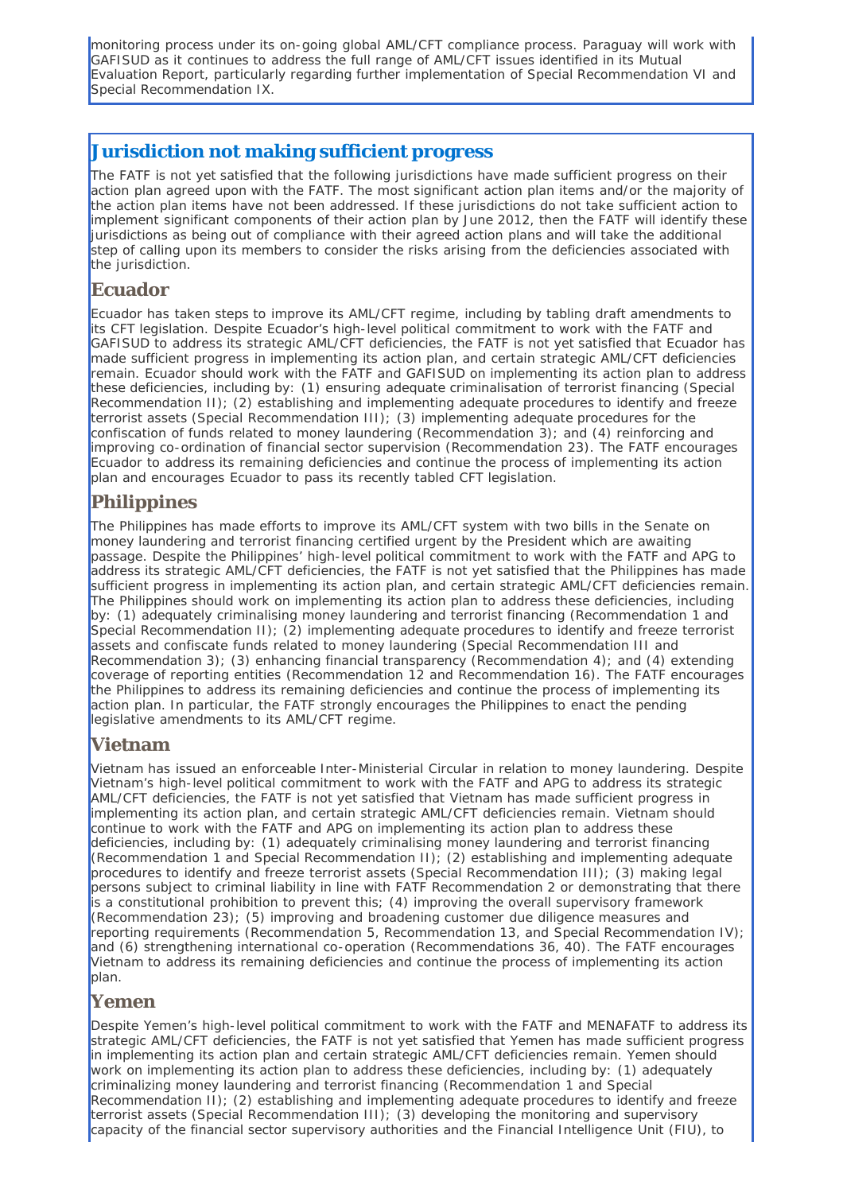monitoring process under its on-going global AML/CFT compliance process. Paraguay will work with GAFISUD as it continues to address the full range of AML/CFT issues identified in its Mutual Evaluation Report, particularly regarding further implementation of Special Recommendation VI and Special Recommendation IX.

## Jurisdiction not making sufficient progress

The FATF is not yet satisfied that the following jurisdictions have made sufficient progress on their action plan agreed upon with the FATF. The most significant action plan items and/or the majority of the action plan items have not been addressed. If these jurisdictions do not take sufficient action to implement significant components of their action plan by June 2012, then the FATF will identify these jurisdictions as being out of compliance with their agreed action plans and will take the additional step of calling upon its members to consider the risks arising from the deficiencies associated with the jurisdiction.

### Ecuador

Ecuador has taken steps to improve its AML/CFT regime, including by tabling draft amendments to its CFT legislation. Despite Ecuador's high-level political commitment to work with the FATF and GAFISUD to address its strategic AML/CFT deficiencies, the FATF is not yet satisfied that Ecuador has made sufficient progress in implementing its action plan, and certain strategic AML/CFT deficiencies remain. Ecuador should work with the FATF and GAFISUD on implementing its action plan to address these deficiencies, including by: (1) ensuring adequate criminalisation of terrorist financing (Special Recommendation II); (2) establishing and implementing adequate procedures to identify and freeze terrorist assets (Special Recommendation III); (3) implementing adequate procedures for the confiscation of funds related to money laundering (Recommendation 3); and (4) reinforcing and improving co-ordination of financial sector supervision (Recommendation 23). The FATF encourages Ecuador to address its remaining deficiencies and continue the process of implementing its action plan and encourages Ecuador to pass its recently tabled CFT legislation.

### Philippines

The Philippines has made efforts to improve its AML/CFT system with two bills in the Senate on money laundering and terrorist financing certified urgent by the President which are awaiting passage. Despite the Philippines' high-level political commitment to work with the FATF and APG to address its strategic AML/CFT deficiencies, the FATF is not yet satisfied that the Philippines has made sufficient progress in implementing its action plan, and certain strategic AML/CFT deficiencies remain. The Philippines should work on implementing its action plan to address these deficiencies, including by: (1) adequately criminalising money laundering and terrorist financing (Recommendation 1 and Special Recommendation II); (2) implementing adequate procedures to identify and freeze terrorist assets and confiscate funds related to money laundering (Special Recommendation III and Recommendation 3); (3) enhancing financial transparency (Recommendation 4); and (4) extending coverage of reporting entities (Recommendation 12 and Recommendation 16). The FATF encourages the Philippines to address its remaining deficiencies and continue the process of implementing its action plan. In particular, the FATF strongly encourages the Philippines to enact the pending legislative amendments to its AML/CFT regime.

### Vietnam

Vietnam has issued an enforceable Inter-Ministerial Circular in relation to money laundering. Despite Vietnam's high-level political commitment to work with the FATF and APG to address its strategic AML/CFT deficiencies, the FATF is not yet satisfied that Vietnam has made sufficient progress in implementing its action plan, and certain strategic AML/CFT deficiencies remain. Vietnam should continue to work with the FATF and APG on implementing its action plan to address these deficiencies, including by: (1) adequately criminalising money laundering and terrorist financing (Recommendation 1 and Special Recommendation II); (2) establishing and implementing adequate procedures to identify and freeze terrorist assets (Special Recommendation III); (3) making legal persons subject to criminal liability in line with FATF Recommendation 2 or demonstrating that there is a constitutional prohibition to prevent this; (4) improving the overall supervisory framework (Recommendation 23); (5) improving and broadening customer due diligence measures and reporting requirements (Recommendation 5, Recommendation 13, and Special Recommendation IV); and (6) strengthening international co-operation (Recommendations 36, 40). The FATF encourages Vietnam to address its remaining deficiencies and continue the process of implementing its action plan.

### Yemen

Despite Yemen's high-level political commitment to work with the FATF and MENAFATF to address its strategic AML/CFT deficiencies, the FATF is not yet satisfied that Yemen has made sufficient progress in implementing its action plan and certain strategic AML/CFT deficiencies remain. Yemen should work on implementing its action plan to address these deficiencies, including by: (1) adequately criminalizing money laundering and terrorist financing (Recommendation 1 and Special Recommendation II); (2) establishing and implementing adequate procedures to identify and freeze terrorist assets (Special Recommendation III); (3) developing the monitoring and supervisory capacity of the financial sector supervisory authorities and the Financial Intelligence Unit (FIU), to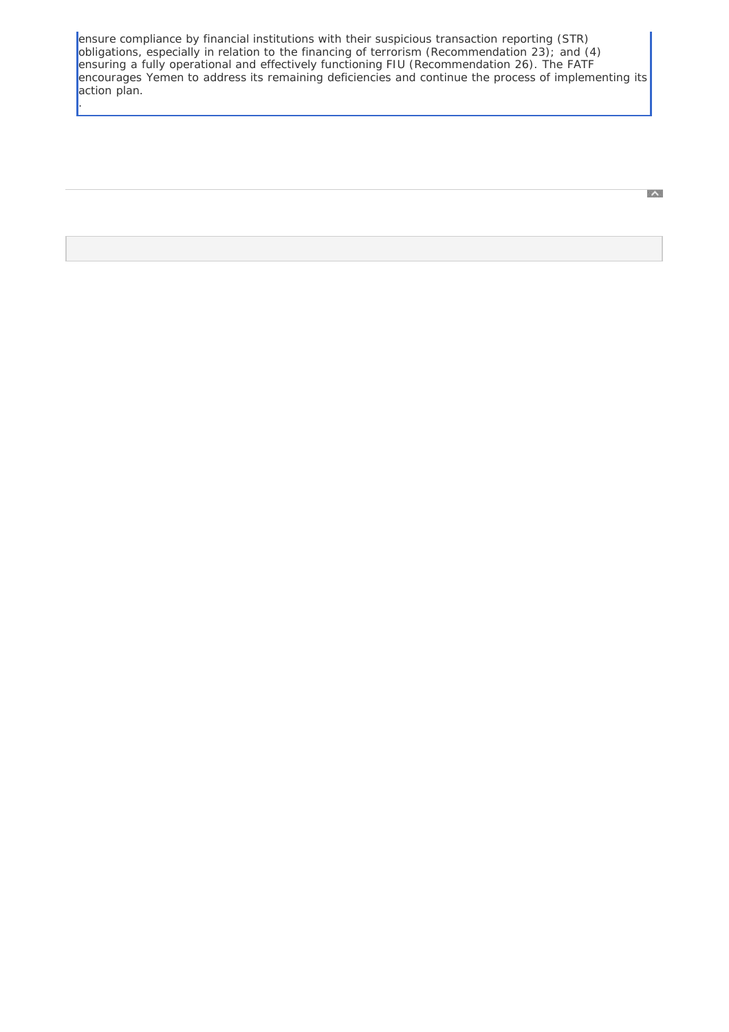ensure compliance by financial institutions with their suspicious transaction reporting (STR) obligations, especially in relation to the financing of terrorism (Recommendation 23); and (4) ensuring a fully operational and effectively functioning FIU (Recommendation 26). The FATF encourages Yemen to address its remaining deficiencies and continue the process of implementing its action plan.

.